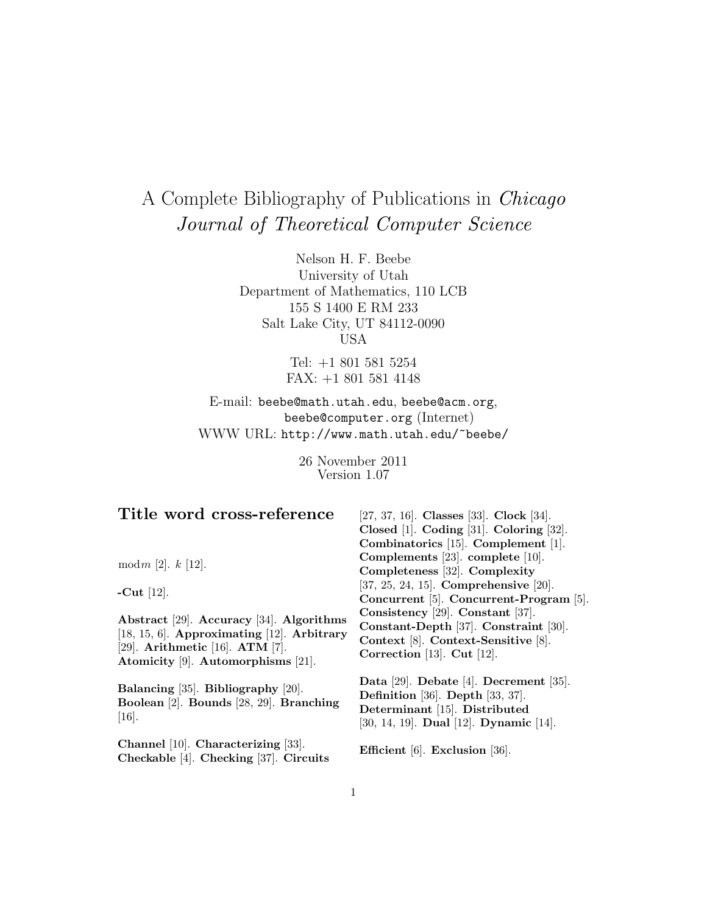# A Complete Bibliography of Publications in *Chicago Journal of Theoretical Computer Science*

Nelson H. F. Beebe
University of Utah
Department of Mathematics, 110 LCB
155 S 1400 E RM 233
Salt Lake City, UT 84112-0090
USA

Tel: +1 801 581 5254
FAX: +1 801 581 4148

E-mail: beebe@math.utah.edu, beebe@acm.org, beebe@computer.org (Internet)
WWW URL: http://www.math.utah.edu/~beebe/

26 November 2011
Version 1.07

## Title word cross-reference

mod$m$ [2]. $k$ [12].

**-Cut** [12].

**Abstract** [29]. **Accuracy** [34]. **Algorithms** [18, 15, 6]. **Approximating** [12]. **Arbitrary** [29]. **Arithmetic** [16]. **ATM** [7]. **Atomicity** [9]. **Automorphisms** [21].

**Balancing** [35]. **Bibliography** [20]. **Boolean** [2]. **Bounds** [28, 29]. **Branching** [16].

**Channel** [10]. **Characterizing** [33]. **Checkable** [4]. **Checking** [37]. **Circuits** [27, 37, 16]. **Classes** [33]. **Clock** [34]. **Closed** [1]. **Coding** [31]. **Coloring** [32]. **Combinatorics** [15]. **Complement** [1]. **Complements** [23]. **complete** [10]. **Completeness** [32]. **Complexity** [37, 25, 24, 15]. **Comprehensive** [20]. **Concurrent** [5]. **Concurrent-Program** [5]. **Consistency** [29]. **Constant** [37]. **Constant-Depth** [37]. **Constraint** [30]. **Context** [8]. **Context-Sensitive** [8]. **Correction** [13]. **Cut** [12].

**Data** [29]. **Debate** [4]. **Decrement** [35]. **Definition** [36]. **Depth** [33, 37]. **Determinant** [15]. **Distributed** [30, 14, 19]. **Dual** [12]. **Dynamic** [14].

**Efficient** [6]. **Exclusion** [36].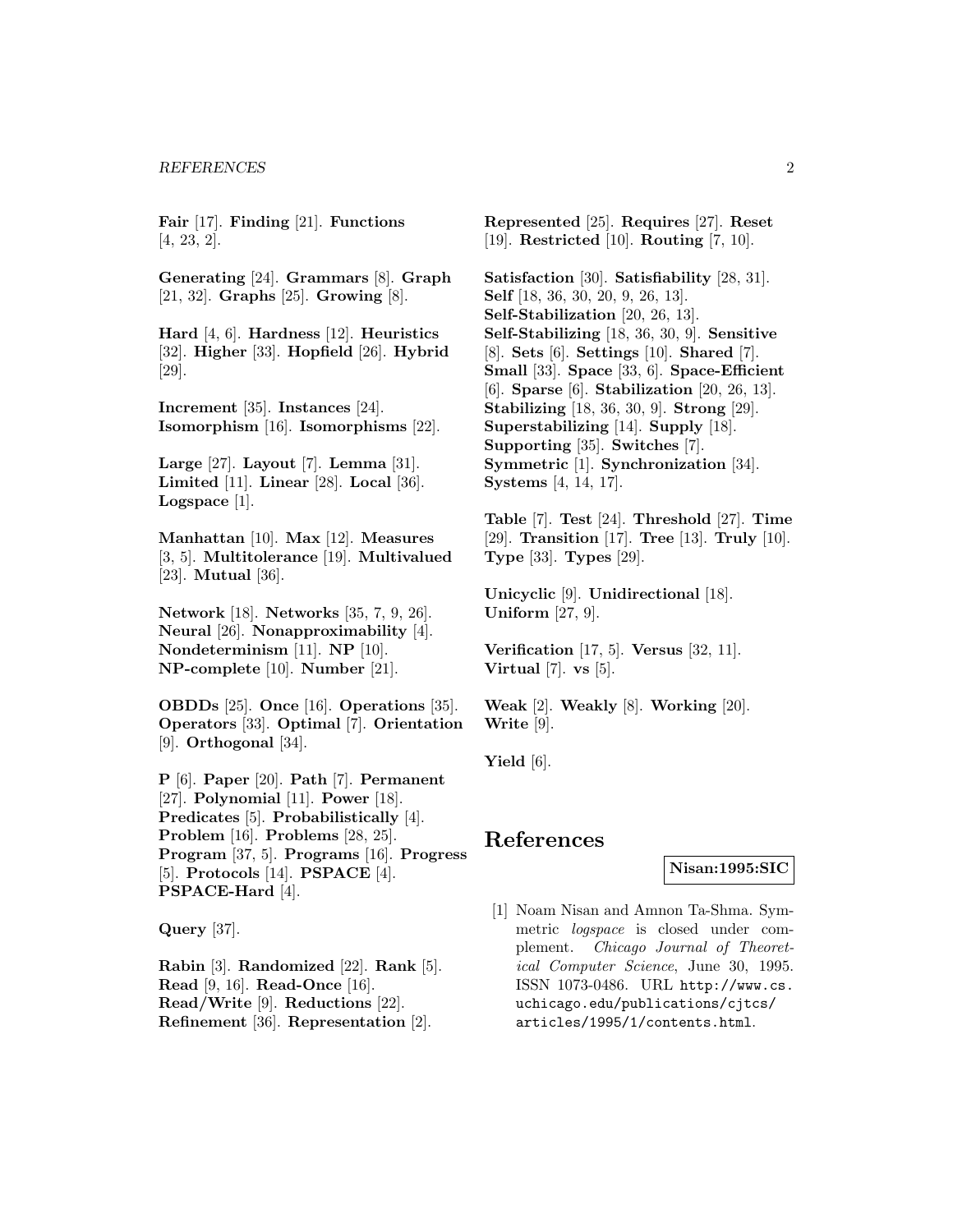**Fair** [17]. **Finding** [21]. **Functions** [4, 23, 2].

**Generating** [24]. **Grammars** [8]. **Graph** [21, 32]. **Graphs** [25]. **Growing** [8].

**Hard** [4, 6]. **Hardness** [12]. **Heuristics** [32]. **Higher** [33]. **Hopfield** [26]. **Hybrid** [29].

**Increment** [35]. **Instances** [24]. **Isomorphism** [16]. **Isomorphisms** [22].

**Large** [27]. **Layout** [7]. **Lemma** [31]. **Limited** [11]. **Linear** [28]. **Local** [36]. **Logspace** [1].

**Manhattan** [10]. **Max** [12]. **Measures** [3, 5]. **Multitolerance** [19]. **Multivalued** [23]. **Mutual** [36].

**Network** [18]. **Networks** [35, 7, 9, 26]. **Neural** [26]. **Nonapproximability** [4]. **Nondeterminism** [11]. **NP** [10]. **NP-complete** [10]. **Number** [21].

**OBDDs** [25]. **Once** [16]. **Operations** [35]. **Operators** [33]. **Optimal** [7]. **Orientation** [9]. **Orthogonal** [34].

**P** [6]. **Paper** [20]. **Path** [7]. **Permanent** [27]. **Polynomial** [11]. **Power** [18]. **Predicates** [5]. **Probabilistically** [4]. **Problem** [16]. **Problems** [28, 25]. **Program** [37, 5]. **Programs** [16]. **Progress** [5]. **Protocols** [14]. **PSPACE** [4]. **PSPACE-Hard** [4].

**Query** [37].

**Rabin** [3]. **Randomized** [22]. **Rank** [5]. **Read** [9, 16]. **Read-Once** [16]. **Read/Write** [9]. **Reductions** [22]. **Refinement** [36]. **Representation** [2]. **Represented** [25]. **Requires** [27]. **Reset** [19]. **Restricted** [10]. **Routing** [7, 10].

**Satisfaction** [30]. **Satisfiability** [28, 31]. **Self** [18, 36, 30, 20, 9, 26, 13]. **Self-Stabilization** [20, 26, 13]. **Self-Stabilizing** [18, 36, 30, 9]. **Sensitive** [8]. **Sets** [6]. **Settings** [10]. **Shared** [7]. **Small** [33]. **Space** [33, 6]. **Space-Efficient** [6]. **Sparse** [6]. **Stabilization** [20, 26, 13]. **Stabilizing** [18, 36, 30, 9]. **Strong** [29]. **Superstabilizing** [14]. **Supply** [18]. **Supporting** [35]. **Switches** [7]. **Symmetric** [1]. **Synchronization** [34]. **Systems** [4, 14, 17].

**Table** [7]. **Test** [24]. **Threshold** [27]. **Time** [29]. **Transition** [17]. **Tree** [13]. **Truly** [10]. **Type** [33]. **Types** [29].

**Unicyclic** [9]. **Unidirectional** [18]. **Uniform** [27, 9].

**Verification** [17, 5]. **Versus** [32, 11]. **Virtual** [7]. **vs** [5].

**Weak** [2]. **Weakly** [8]. **Working** [20]. **Write** [9].

**Yield** [6].

# References

**Nisan:1995:SIC**

[1] Noam Nisan and Amnon Ta-Shma. Symmetric *logspace* is closed under complement. *Chicago Journal of Theoretical Computer Science*, June 30, 1995. ISSN 1073-0486. URL http://www.cs.uchicago.edu/publications/cjtcs/articles/1995/1/contents.html.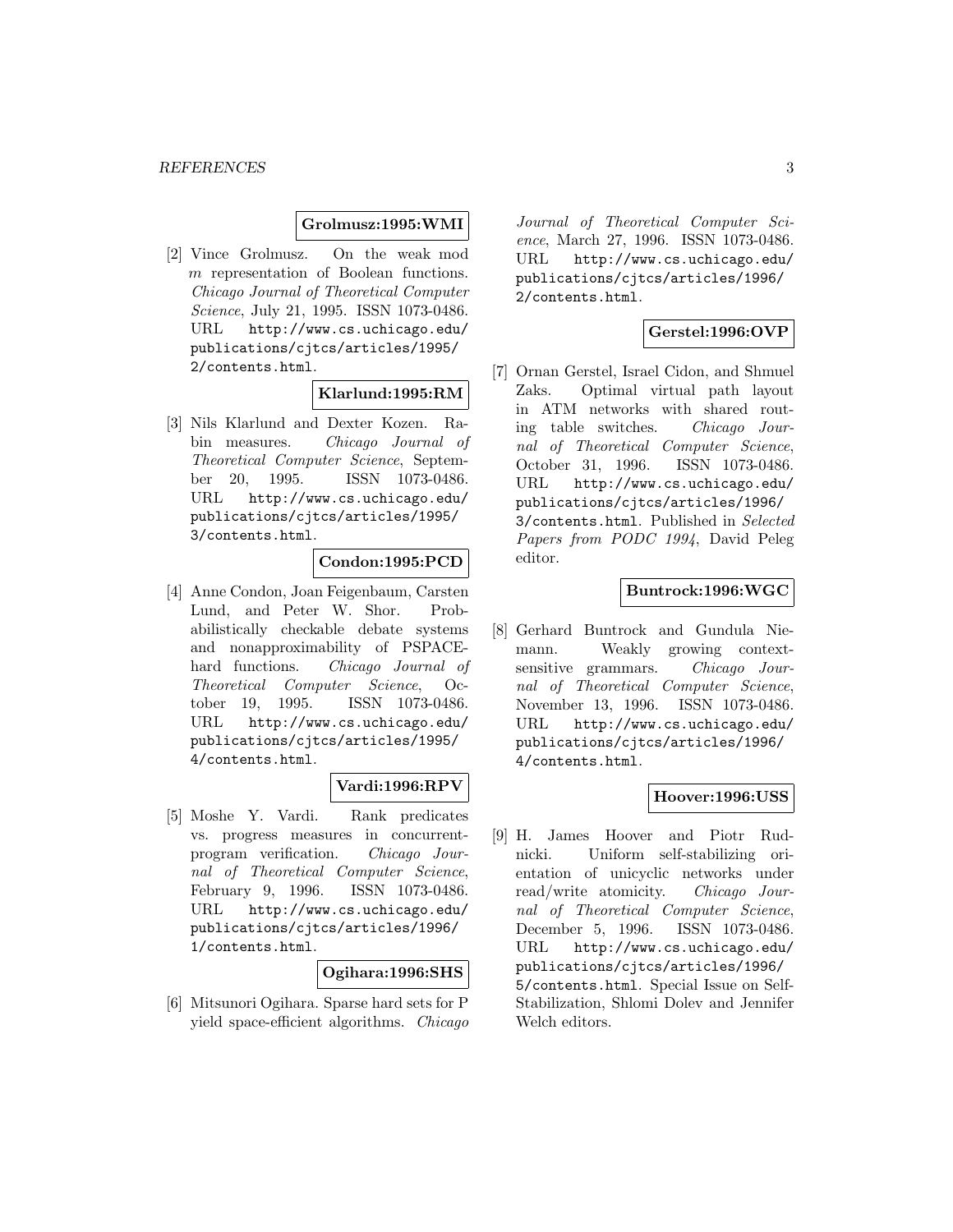**Grolmusz:1995:WMI**

[2] Vince Grolmusz. On the weak mod $m$ representation of Boolean functions. *Chicago Journal of Theoretical Computer Science*, July 21, 1995. ISSN 1073-0486. URL `http://www.cs.uchicago.edu/publications/cjtcs/articles/1995/2/contents.html`.

**Klarlund:1995:RM**

[3] Nils Klarlund and Dexter Kozen. Rabin measures. *Chicago Journal of Theoretical Computer Science*, September 20, 1995. ISSN 1073-0486. URL `http://www.cs.uchicago.edu/publications/cjtcs/articles/1995/3/contents.html`.

**Condon:1995:PCD**

[4] Anne Condon, Joan Feigenbaum, Carsten Lund, and Peter W. Shor. Probabilistically checkable debate systems and nonapproximability of PSPACE-hard functions. *Chicago Journal of Theoretical Computer Science*, October 19, 1995. ISSN 1073-0486. URL `http://www.cs.uchicago.edu/publications/cjtcs/articles/1995/4/contents.html`.

**Vardi:1996:RPV**

[5] Moshe Y. Vardi. Rank predicates vs. progress measures in concurrent-program verification. *Chicago Journal of Theoretical Computer Science*, February 9, 1996. ISSN 1073-0486. URL `http://www.cs.uchicago.edu/publications/cjtcs/articles/1996/1/contents.html`.

**Ogihara:1996:SHS**

[6] Mitsunori Ogihara. Sparse hard sets for P yield space-efficient algorithms. *Chicago Journal of Theoretical Computer Science*, March 27, 1996. ISSN 1073-0486. URL `http://www.cs.uchicago.edu/publications/cjtcs/articles/1996/2/contents.html`.

**Gerstel:1996:OVP**

[7] Ornan Gerstel, Israel Cidon, and Shmuel Zaks. Optimal virtual path layout in ATM networks with shared routing table switches. *Chicago Journal of Theoretical Computer Science*, October 31, 1996. ISSN 1073-0486. URL `http://www.cs.uchicago.edu/publications/cjtcs/articles/1996/3/contents.html`. Published in *Selected Papers from PODC 1994*, David Peleg editor.

**Buntrock:1996:WGC**

[8] Gerhard Buntrock and Gundula Niemann. Weakly growing context-sensitive grammars. *Chicago Journal of Theoretical Computer Science*, November 13, 1996. ISSN 1073-0486. URL `http://www.cs.uchicago.edu/publications/cjtcs/articles/1996/4/contents.html`.

**Hoover:1996:USS**

[9] H. James Hoover and Piotr Rudnicki. Uniform self-stabilizing orientation of unicyclic networks under read/write atomicity. *Chicago Journal of Theoretical Computer Science*, December 5, 1996. ISSN 1073-0486. URL `http://www.cs.uchicago.edu/publications/cjtcs/articles/1996/5/contents.html`. Special Issue on Self-Stabilization, Shlomi Dolev and Jennifer Welch editors.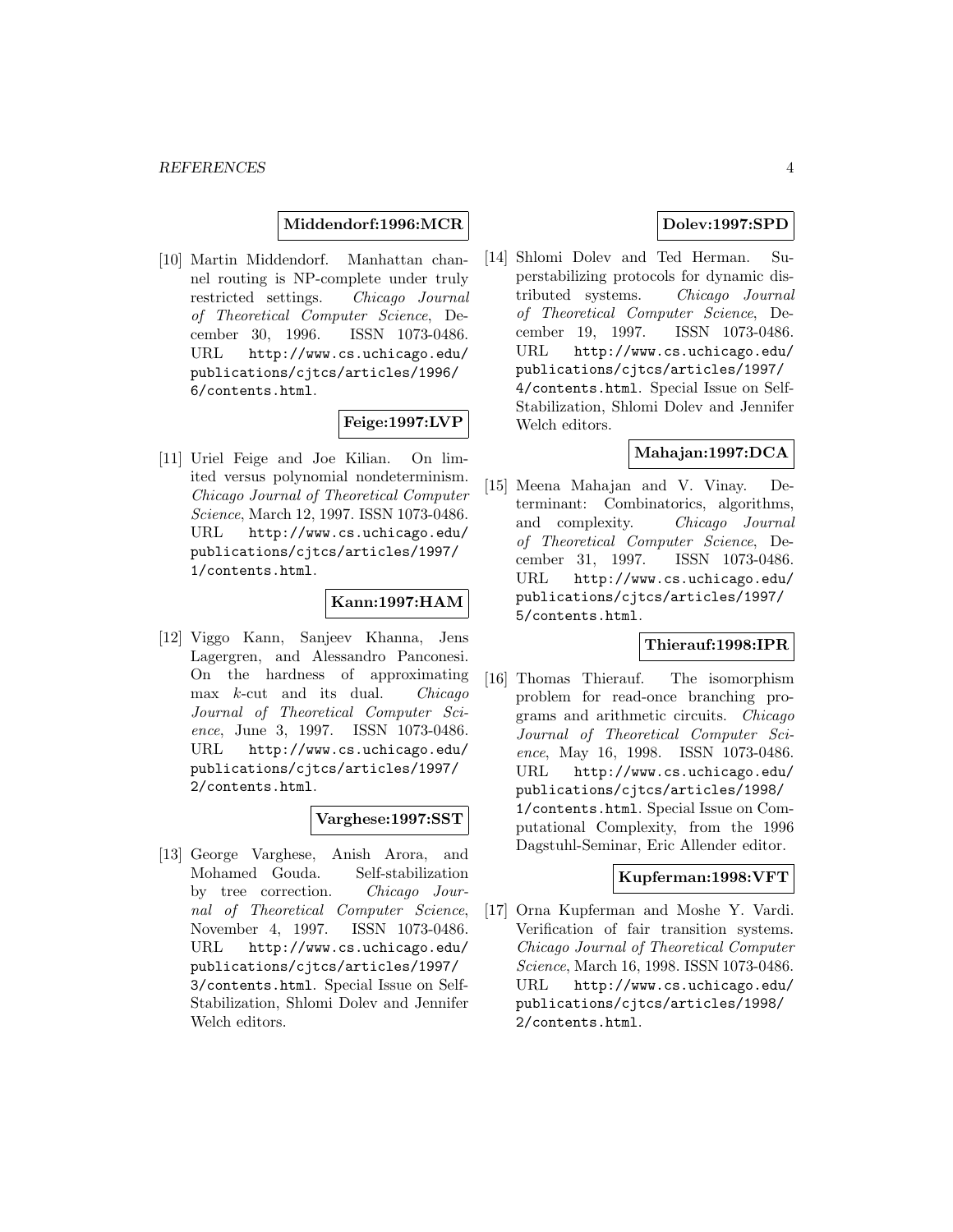**Middendorf:1996:MCR**

[10] Martin Middendorf. Manhattan channel routing is NP-complete under truly restricted settings. *Chicago Journal of Theoretical Computer Science*, December 30, 1996. ISSN 1073-0486. URL `http://www.cs.uchicago.edu/publications/cjtcs/articles/1996/6/contents.html`.

**Feige:1997:LVP**

[11] Uriel Feige and Joe Kilian. On limited versus polynomial nondeterminism. *Chicago Journal of Theoretical Computer Science*, March 12, 1997. ISSN 1073-0486. URL `http://www.cs.uchicago.edu/publications/cjtcs/articles/1997/1/contents.html`.

**Kann:1997:HAM**

[12] Viggo Kann, Sanjeev Khanna, Jens Lagergren, and Alessandro Panconesi. On the hardness of approximating max $k$-cut and its dual. *Chicago Journal of Theoretical Computer Science*, June 3, 1997. ISSN 1073-0486. URL `http://www.cs.uchicago.edu/publications/cjtcs/articles/1997/2/contents.html`.

**Varghese:1997:SST**

[13] George Varghese, Anish Arora, and Mohamed Gouda. Self-stabilization by tree correction. *Chicago Journal of Theoretical Computer Science*, November 4, 1997. ISSN 1073-0486. URL `http://www.cs.uchicago.edu/publications/cjtcs/articles/1997/3/contents.html`. Special Issue on Self-Stabilization, Shlomi Dolev and Jennifer Welch editors.

**Dolev:1997:SPD**

[14] Shlomi Dolev and Ted Herman. Superstabilizing protocols for dynamic distributed systems. *Chicago Journal of Theoretical Computer Science*, December 19, 1997. ISSN 1073-0486. URL `http://www.cs.uchicago.edu/publications/cjtcs/articles/1997/4/contents.html`. Special Issue on Self-Stabilization, Shlomi Dolev and Jennifer Welch editors.

**Mahajan:1997:DCA**

[15] Meena Mahajan and V. Vinay. Determinant: Combinatorics, algorithms, and complexity. *Chicago Journal of Theoretical Computer Science*, December 31, 1997. ISSN 1073-0486. URL `http://www.cs.uchicago.edu/publications/cjtcs/articles/1997/5/contents.html`.

**Thierauf:1998:IPR**

[16] Thomas Thierauf. The isomorphism problem for read-once branching programs and arithmetic circuits. *Chicago Journal of Theoretical Computer Science*, May 16, 1998. ISSN 1073-0486. URL `http://www.cs.uchicago.edu/publications/cjtcs/articles/1998/1/contents.html`. Special Issue on Computational Complexity, from the 1996 Dagstuhl-Seminar, Eric Allender editor.

**Kupferman:1998:VFT**

[17] Orna Kupferman and Moshe Y. Vardi. Verification of fair transition systems. *Chicago Journal of Theoretical Computer Science*, March 16, 1998. ISSN 1073-0486. URL `http://www.cs.uchicago.edu/publications/cjtcs/articles/1998/2/contents.html`.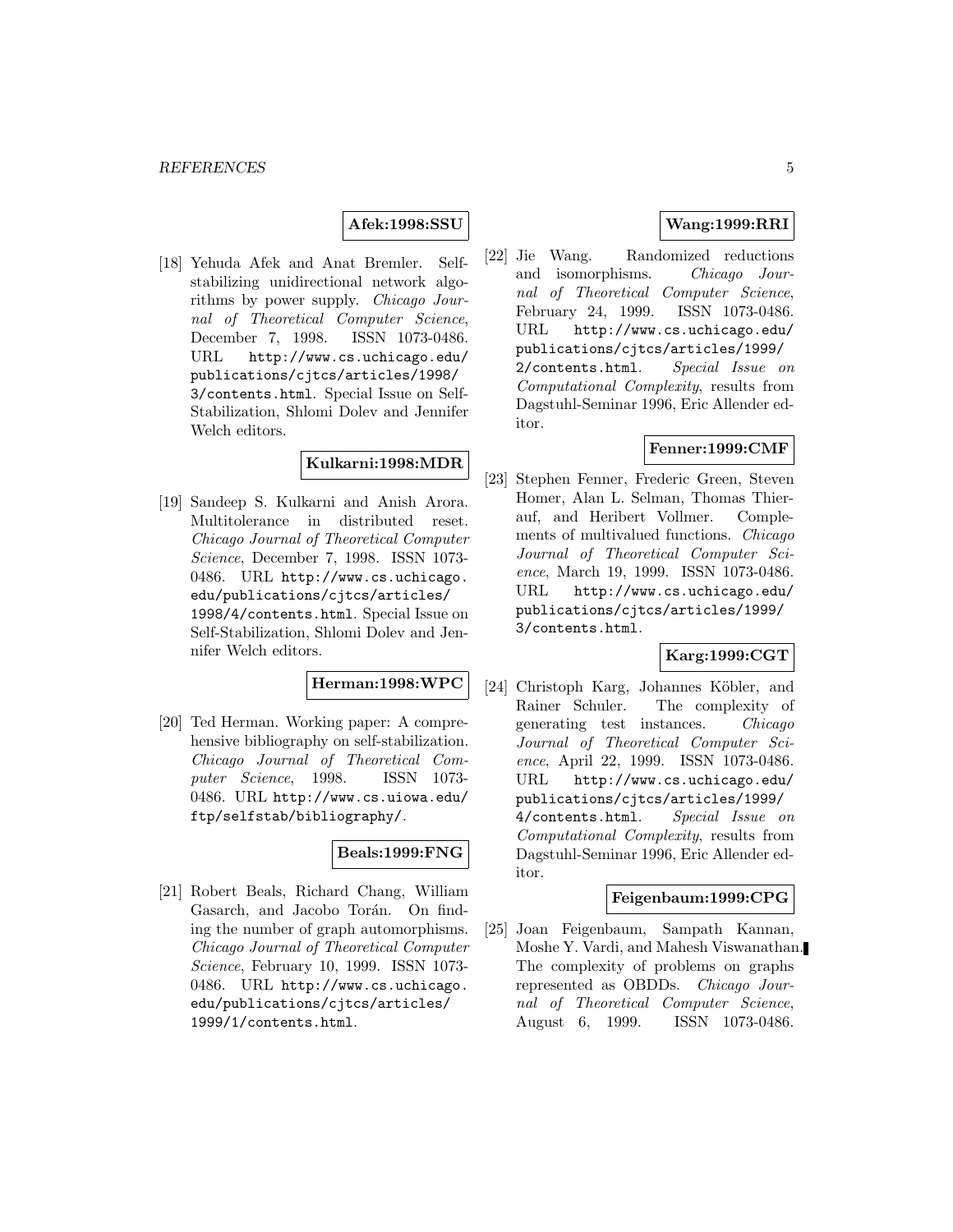**Afek:1998:SSU**

[18] Yehuda Afek and Anat Bremler. Self-stabilizing unidirectional network algorithms by power supply. *Chicago Journal of Theoretical Computer Science*, December 7, 1998. ISSN 1073-0486. URL `http://www.cs.uchicago.edu/publications/cjtcs/articles/1998/3/contents.html`. Special Issue on Self-Stabilization, Shlomi Dolev and Jennifer Welch editors.

**Kulkarni:1998:MDR**

[19] Sandeep S. Kulkarni and Anish Arora. Multitolerance in distributed reset. *Chicago Journal of Theoretical Computer Science*, December 7, 1998. ISSN 1073-0486. URL `http://www.cs.uchicago.edu/publications/cjtcs/articles/1998/4/contents.html`. Special Issue on Self-Stabilization, Shlomi Dolev and Jennifer Welch editors.

**Herman:1998:WPC**

[20] Ted Herman. Working paper: A comprehensive bibliography on self-stabilization. *Chicago Journal of Theoretical Computer Science*, 1998. ISSN 1073-0486. URL `http://www.cs.uiowa.edu/ftp/selfstab/bibliography/`.

**Beals:1999:FNG**

[21] Robert Beals, Richard Chang, William Gasarch, and Jacobo Torán. On finding the number of graph automorphisms. *Chicago Journal of Theoretical Computer Science*, February 10, 1999. ISSN 1073-0486. URL `http://www.cs.uchicago.edu/publications/cjtcs/articles/1999/1/contents.html`.

**Wang:1999:RRI**

[22] Jie Wang. Randomized reductions and isomorphisms. *Chicago Journal of Theoretical Computer Science*, February 24, 1999. ISSN 1073-0486. URL `http://www.cs.uchicago.edu/publications/cjtcs/articles/1999/2/contents.html`. *Special Issue on Computational Complexity*, results from Dagstuhl-Seminar 1996, Eric Allender editor.

**Fenner:1999:CMF**

[23] Stephen Fenner, Frederic Green, Steven Homer, Alan L. Selman, Thomas Thierauf, and Heribert Vollmer. Complements of multivalued functions. *Chicago Journal of Theoretical Computer Science*, March 19, 1999. ISSN 1073-0486. URL `http://www.cs.uchicago.edu/publications/cjtcs/articles/1999/3/contents.html`.

**Karg:1999:CGT**

[24] Christoph Karg, Johannes Köbler, and Rainer Schuler. The complexity of generating test instances. *Chicago Journal of Theoretical Computer Science*, April 22, 1999. ISSN 1073-0486. URL `http://www.cs.uchicago.edu/publications/cjtcs/articles/1999/4/contents.html`. *Special Issue on Computational Complexity*, results from Dagstuhl-Seminar 1996, Eric Allender editor.

**Feigenbaum:1999:CPG**

[25] Joan Feigenbaum, Sampath Kannan, Moshe Y. Vardi, and Mahesh Viswanathan. The complexity of problems on graphs represented as OBDDs. *Chicago Journal of Theoretical Computer Science*, August 6, 1999. ISSN 1073-0486.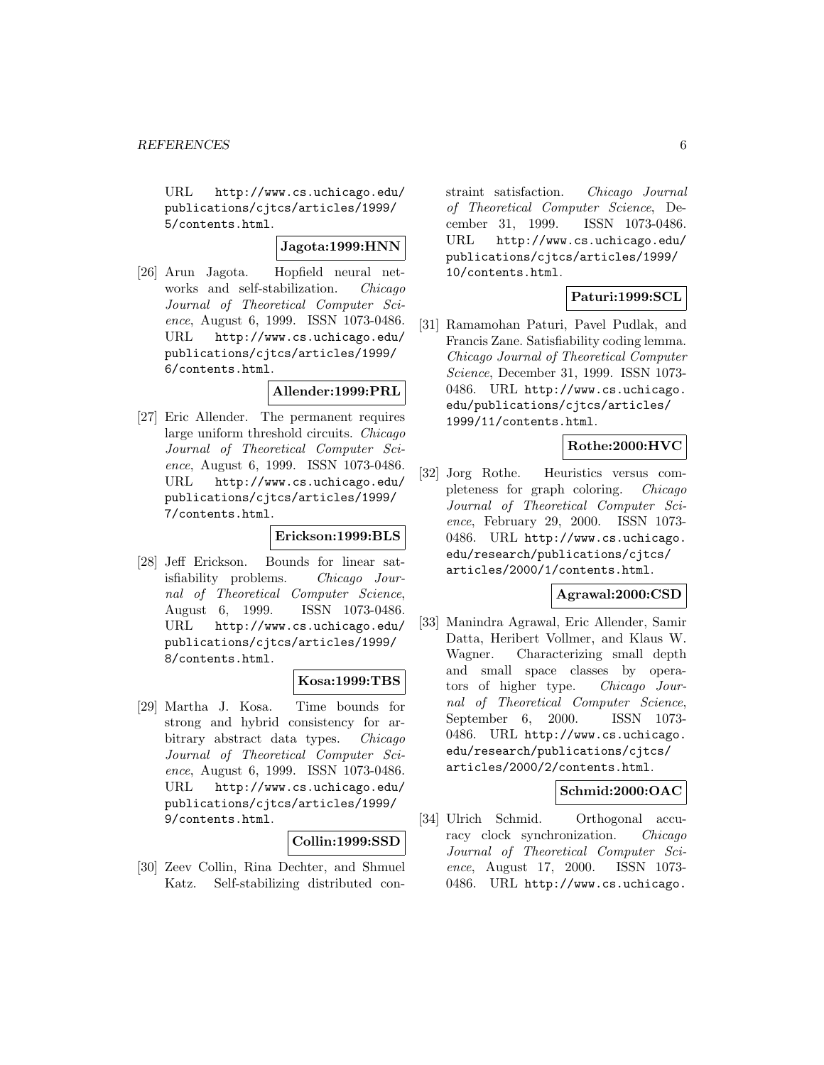URL http://www.cs.uchicago.edu/publications/cjtcs/articles/1999/5/contents.html.

**Jagota:1999:HNN**

[26] Arun Jagota. Hopfield neural networks and self-stabilization. *Chicago Journal of Theoretical Computer Science*, August 6, 1999. ISSN 1073-0486. URL http://www.cs.uchicago.edu/publications/cjtcs/articles/1999/6/contents.html.

**Allender:1999:PRL**

[27] Eric Allender. The permanent requires large uniform threshold circuits. *Chicago Journal of Theoretical Computer Science*, August 6, 1999. ISSN 1073-0486. URL http://www.cs.uchicago.edu/publications/cjtcs/articles/1999/7/contents.html.

**Erickson:1999:BLS**

[28] Jeff Erickson. Bounds for linear satisfiability problems. *Chicago Journal of Theoretical Computer Science*, August 6, 1999. ISSN 1073-0486. URL http://www.cs.uchicago.edu/publications/cjtcs/articles/1999/8/contents.html.

**Kosa:1999:TBS**

[29] Martha J. Kosa. Time bounds for strong and hybrid consistency for arbitrary abstract data types. *Chicago Journal of Theoretical Computer Science*, August 6, 1999. ISSN 1073-0486. URL http://www.cs.uchicago.edu/publications/cjtcs/articles/1999/9/contents.html.

**Collin:1999:SSD**

[30] Zeev Collin, Rina Dechter, and Shmuel Katz. Self-stabilizing distributed constraint satisfaction. *Chicago Journal of Theoretical Computer Science*, December 31, 1999. ISSN 1073-0486. URL http://www.cs.uchicago.edu/publications/cjtcs/articles/1999/10/contents.html.

**Paturi:1999:SCL**

[31] Ramamohan Paturi, Pavel Pudlak, and Francis Zane. Satisfiability coding lemma. *Chicago Journal of Theoretical Computer Science*, December 31, 1999. ISSN 1073-0486. URL http://www.cs.uchicago.edu/publications/cjtcs/articles/1999/11/contents.html.

**Rothe:2000:HVC**

[32] Jorg Rothe. Heuristics versus completeness for graph coloring. *Chicago Journal of Theoretical Computer Science*, February 29, 2000. ISSN 1073-0486. URL http://www.cs.uchicago.edu/research/publications/cjtcs/articles/2000/1/contents.html.

**Agrawal:2000:CSD**

[33] Manindra Agrawal, Eric Allender, Samir Datta, Heribert Vollmer, and Klaus W. Wagner. Characterizing small depth and small space classes by operators of higher type. *Chicago Journal of Theoretical Computer Science*, September 6, 2000. ISSN 1073-0486. URL http://www.cs.uchicago.edu/research/publications/cjtcs/articles/2000/2/contents.html.

**Schmid:2000:OAC**

[34] Ulrich Schmid. Orthogonal accuracy clock synchronization. *Chicago Journal of Theoretical Computer Science*, August 17, 2000. ISSN 1073-0486. URL http://www.cs.uchicago.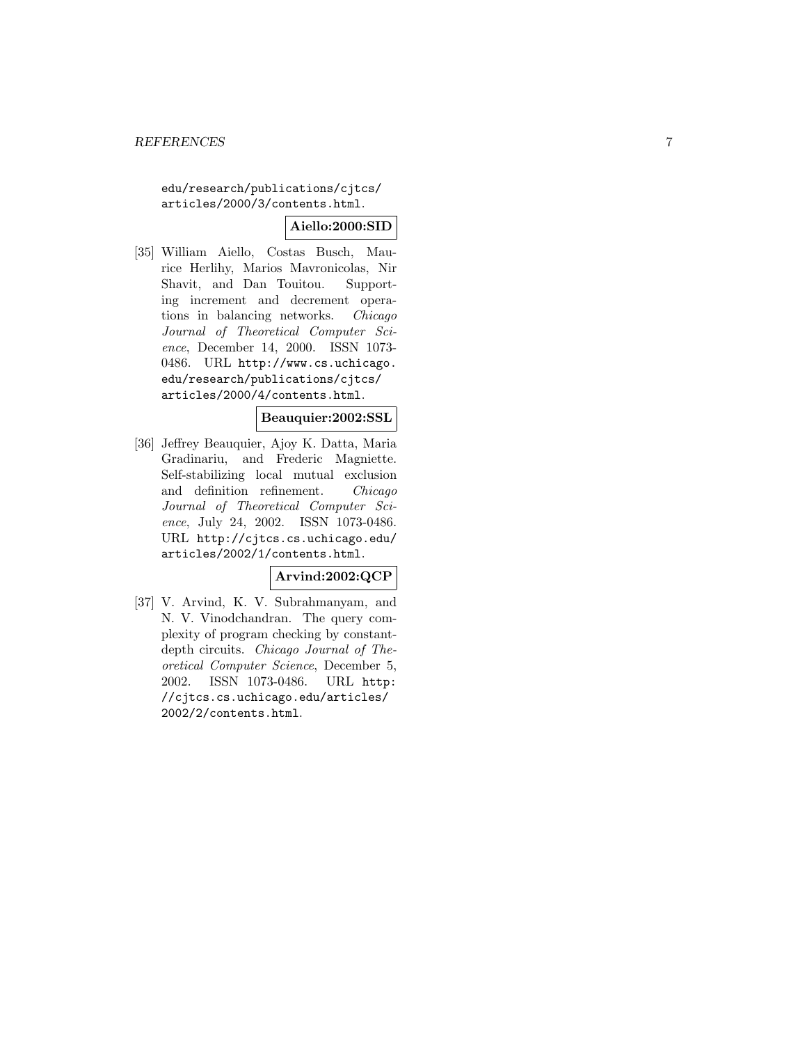edu/research/publications/cjtcs/articles/2000/3/contents.html.

**Aiello:2000:SID**

[35] William Aiello, Costas Busch, Maurice Herlihy, Marios Mavronicolas, Nir Shavit, and Dan Touitou. Supporting increment and decrement operations in balancing networks. *Chicago Journal of Theoretical Computer Science*, December 14, 2000. ISSN 1073-0486. URL http://www.cs.uchicago.edu/research/publications/cjtcs/articles/2000/4/contents.html.

**Beauquier:2002:SSL**

[36] Jeffrey Beauquier, Ajoy K. Datta, Maria Gradinariu, and Frederic Magniette. Self-stabilizing local mutual exclusion and definition refinement. *Chicago Journal of Theoretical Computer Science*, July 24, 2002. ISSN 1073-0486. URL http://cjtcs.cs.uchicago.edu/articles/2002/1/contents.html.

**Arvind:2002:QCP**

[37] V. Arvind, K. V. Subrahmanyam, and N. V. Vinodchandran. The query complexity of program checking by constant-depth circuits. *Chicago Journal of Theoretical Computer Science*, December 5, 2002. ISSN 1073-0486. URL http://cjtcs.cs.uchicago.edu/articles/2002/2/contents.html.